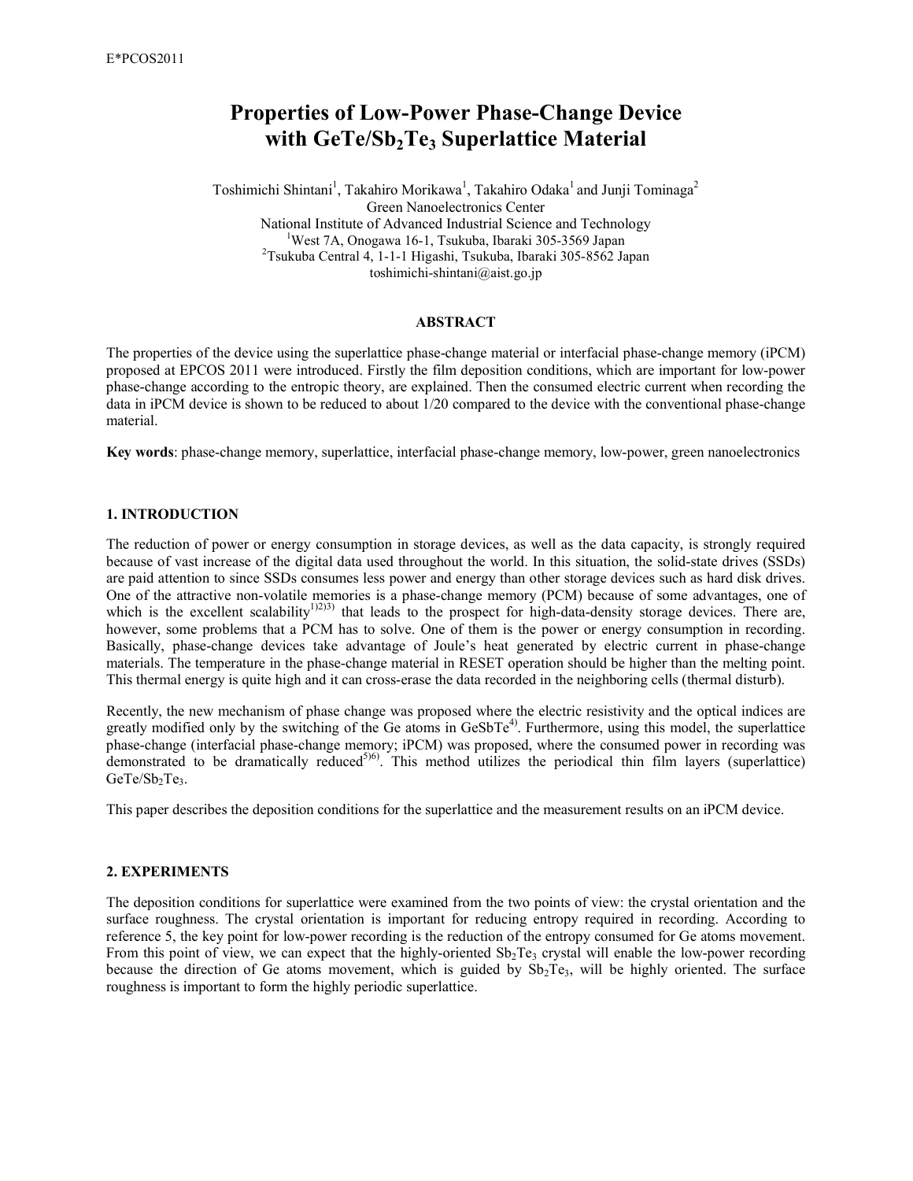# Properties of Low-Power Phase-Change Device with $GeTe/Sb_2Te_3$ Superlattice Material

Toshimichi Shintani[1], Takahiro Morikawa[1], Takahiro Odaka[1] and Junji Tominaga[2]
Green Nanoelectronics Center
National Institute of Advanced Industrial Science and Technology
[1]West 7A, Onogawa 16-1, Tsukuba, Ibaraki 305-3569 Japan
[2]Tsukuba Central 4, 1-1-1 Higashi, Tsukuba, Ibaraki 305-8562 Japan
toshimichi-shintani@aist.go.jp

### ABSTRACT

The properties of the device using the superlattice phase-change material or interfacial phase-change memory (iPCM) proposed at EPCOS 2011 were introduced. Firstly the film deposition conditions, which are important for low-power phase-change according to the entropic theory, are explained. Then the consumed electric current when recording the data in iPCM device is shown to be reduced to about 1/20 compared to the device with the conventional phase-change material.

**Key words**: phase-change memory, superlattice, interfacial phase-change memory, low-power, green nanoelectronics

## 1. INTRODUCTION

The reduction of power or energy consumption in storage devices, as well as the data capacity, is strongly required because of vast increase of the digital data used throughout the world. In this situation, the solid-state drives (SSDs) are paid attention to since SSDs consumes less power and energy than other storage devices such as hard disk drives. One of the attractive non-volatile memories is a phase-change memory (PCM) because of some advantages, one of which is the excellent scalability[1)2)3)] that leads to the prospect for high-data-density storage devices. There are, however, some problems that a PCM has to solve. One of them is the power or energy consumption in recording. Basically, phase-change devices take advantage of Joule's heat generated by electric current in phase-change materials. The temperature in the phase-change material in RESET operation should be higher than the melting point. This thermal energy is quite high and it can cross-erase the data recorded in the neighboring cells (thermal disturb).

Recently, the new mechanism of phase change was proposed where the electric resistivity and the optical indices are greatly modified only by the switching of the Ge atoms in GeSbTe[4)]. Furthermore, using this model, the superlattice phase-change (interfacial phase-change memory; iPCM) was proposed, where the consumed power in recording was demonstrated to be dramatically reduced[5)6)]. This method utilizes the periodical thin film layers (superlattice) $GeTe/Sb_2Te_3$.

This paper describes the deposition conditions for the superlattice and the measurement results on an iPCM device.

## 2. EXPERIMENTS

The deposition conditions for superlattice were examined from the two points of view: the crystal orientation and the surface roughness. The crystal orientation is important for reducing entropy required in recording. According to reference 5, the key point for low-power recording is the reduction of the entropy consumed for Ge atoms movement. From this point of view, we can expect that the highly-oriented $Sb_2Te_3$ crystal will enable the low-power recording because the direction of Ge atoms movement, which is guided by $Sb_2Te_3$, will be highly oriented. The surface roughness is important to form the highly periodic superlattice.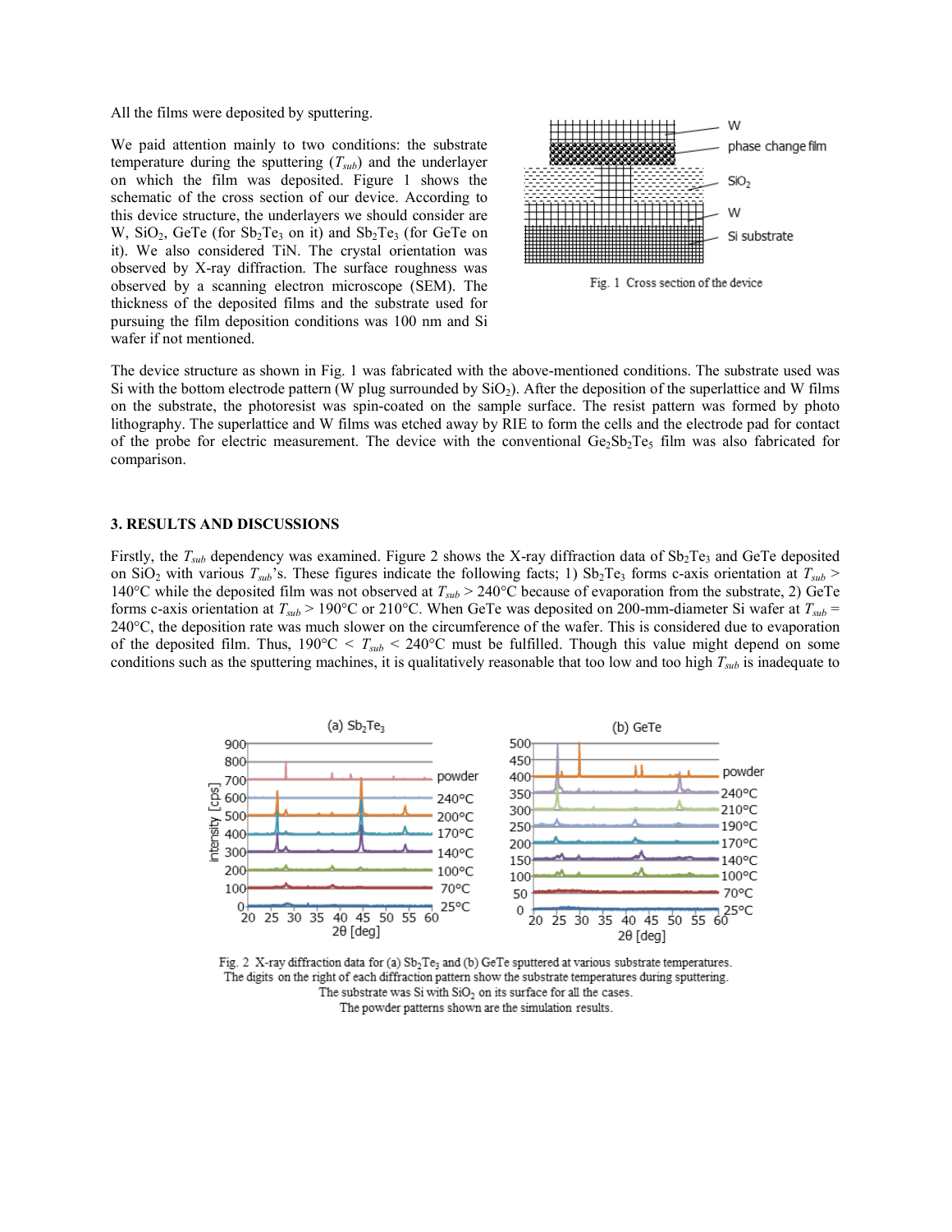All the films were deposited by sputtering.

We paid attention mainly to two conditions: the substrate temperature during the sputtering ($T_{sub}$) and the underlayer on which the film was deposited. Figure 1 shows the schematic of the cross section of our device. According to this device structure, the underlayers we should consider are W, $SiO_2$, GeTe (for $Sb_2Te_3$ on it) and $Sb_2Te_3$ (for GeTe on it). We also considered TiN. The crystal orientation was observed by X-ray diffraction. The surface roughness was observed by a scanning electron microscope (SEM). The thickness of the deposited films and the substrate used for pursuing the film deposition conditions was 100 nm and Si wafer if not mentioned.

Fig. 1 Cross section of the device

The device structure as shown in Fig. 1 was fabricated with the above-mentioned conditions. The substrate used was Si with the bottom electrode pattern (W plug surrounded by $SiO_2$). After the deposition of the superlattice and W films on the substrate, the photoresist was spin-coated on the sample surface. The resist pattern was formed by photo lithography. The superlattice and W films was etched away by RIE to form the cells and the electrode pad for contact of the probe for electric measurement. The device with the conventional $Ge_2Sb_2Te_5$ film was also fabricated for comparison.

## 3. RESULTS AND DISCUSSIONS

Firstly, the $T_{sub}$ dependency was examined. Figure 2 shows the X-ray diffraction data of $Sb_2Te_3$ and GeTe deposited on $SiO_2$ with various $T_{sub}$'s. These figures indicate the following facts; 1) $Sb_2Te_3$ forms c-axis orientation at $T_{sub} >$ 140°C while the deposited film was not observed at $T_{sub} >$ 240°C because of evaporation from the substrate, 2) GeTe forms c-axis orientation at $T_{sub} >$ 190°C or 210°C. When GeTe was deposited on 200-mm-diameter Si wafer at $T_{sub} =$ 240°C, the deposition rate was much slower on the circumference of the wafer. This is considered due to evaporation of the deposited film. Thus, 190°C $< T_{sub} <$ 240°C must be fulfilled. Though this value might depend on some conditions such as the sputtering machines, it is qualitatively reasonable that too low and too high $T_{sub}$ is inadequate to

Fig. 2 X-ray diffraction data for (a) $Sb_2Te_3$ and (b) GeTe sputtered at various substrate temperatures. The digits on the right of each diffraction pattern show the substrate temperatures during sputtering. The substrate was Si with $SiO_2$ on its surface for all the cases. The powder patterns shown are the simulation results.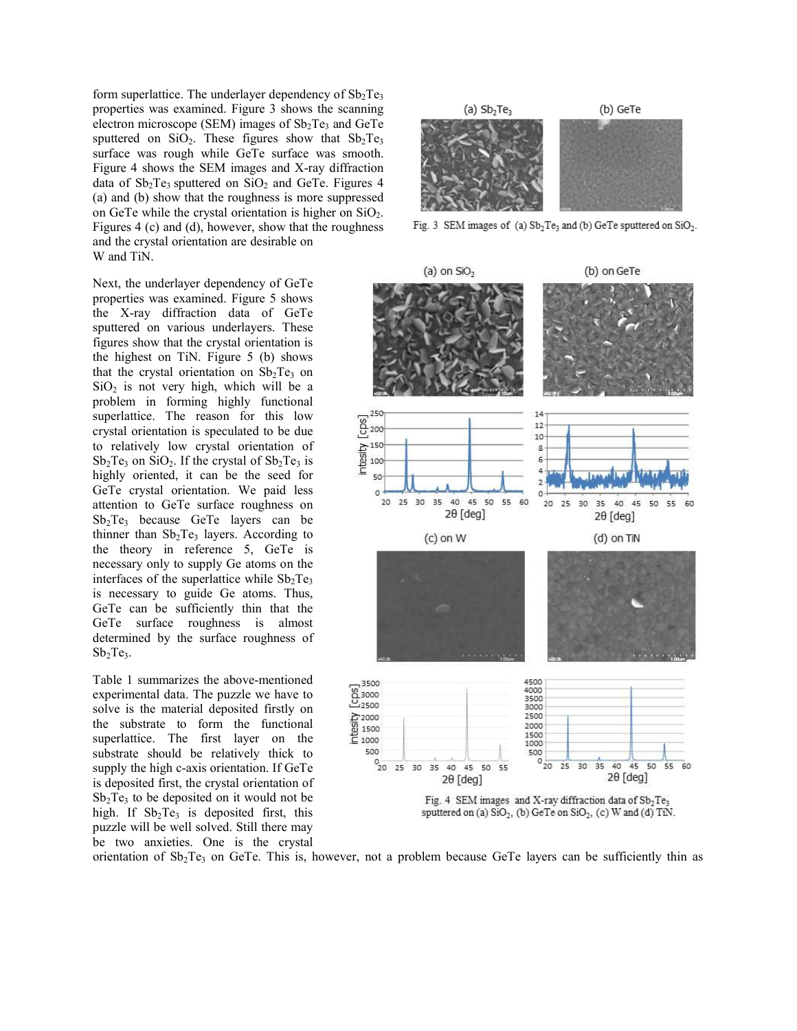form superlattice. The underlayer dependency of $Sb_2Te_3$ properties was examined. Figure 3 shows the scanning electron microscope (SEM) images of $Sb_2Te_3$ and GeTe sputtered on $SiO_2$. These figures show that $Sb_2Te_3$ surface was rough while GeTe surface was smooth. Figure 4 shows the SEM images and X-ray diffraction data of $Sb_2Te_3$ sputtered on $SiO_2$ and GeTe. Figures 4 (a) and (b) show that the roughness is more suppressed on GeTe while the crystal orientation is higher on $SiO_2$. Figures 4 (c) and (d), however, show that the roughness and the crystal orientation are desirable on W and TiN.

Fig. 3 SEM images of (a) $Sb_2Te_3$ and (b) GeTe sputtered on $SiO_2$.

Next, the underlayer dependency of GeTe properties was examined. Figure 5 shows the X-ray diffraction data of GeTe sputtered on various underlayers. These figures show that the crystal orientation is the highest on TiN. Figure 5 (b) shows that the crystal orientation on $Sb_2Te_3$ on $SiO_2$ is not very high, which will be a problem in forming highly functional superlattice. The reason for this low crystal orientation is speculated to be due to relatively low crystal orientation of $Sb_2Te_3$ on $SiO_2$. If the crystal of $Sb_2Te_3$ is highly oriented, it can be the seed for GeTe crystal orientation. We paid less attention to GeTe surface roughness on $Sb_2Te_3$ because GeTe layers can be thinner than $Sb_2Te_3$ layers. According to the theory in reference 5, GeTe is necessary only to supply Ge atoms on the interfaces of the superlattice while $Sb_2Te_3$ is necessary to guide Ge atoms. Thus, GeTe can be sufficiently thin that the GeTe surface roughness is almost determined by the surface roughness of $Sb_2Te_3$.

Table 1 summarizes the above-mentioned experimental data. The puzzle we have to solve is the material deposited firstly on the substrate to form the functional superlattice. The first layer on the substrate should be relatively thick to supply the high c-axis orientation. If GeTe is deposited first, the crystal orientation of $Sb_2Te_3$ to be deposited on it would not be high. If $Sb_2Te_3$ is deposited first, this puzzle will be well solved. Still there may be two anxieties. One is the crystal orientation of $Sb_2Te_3$ on GeTe. This is, however, not a problem because GeTe layers can be sufficiently thin as

Fig. 4 SEM images and X-ray diffraction data of $Sb_2Te_3$ sputtered on (a) $SiO_2$, (b) GeTe on $SiO_2$, (c) W and (d) TiN.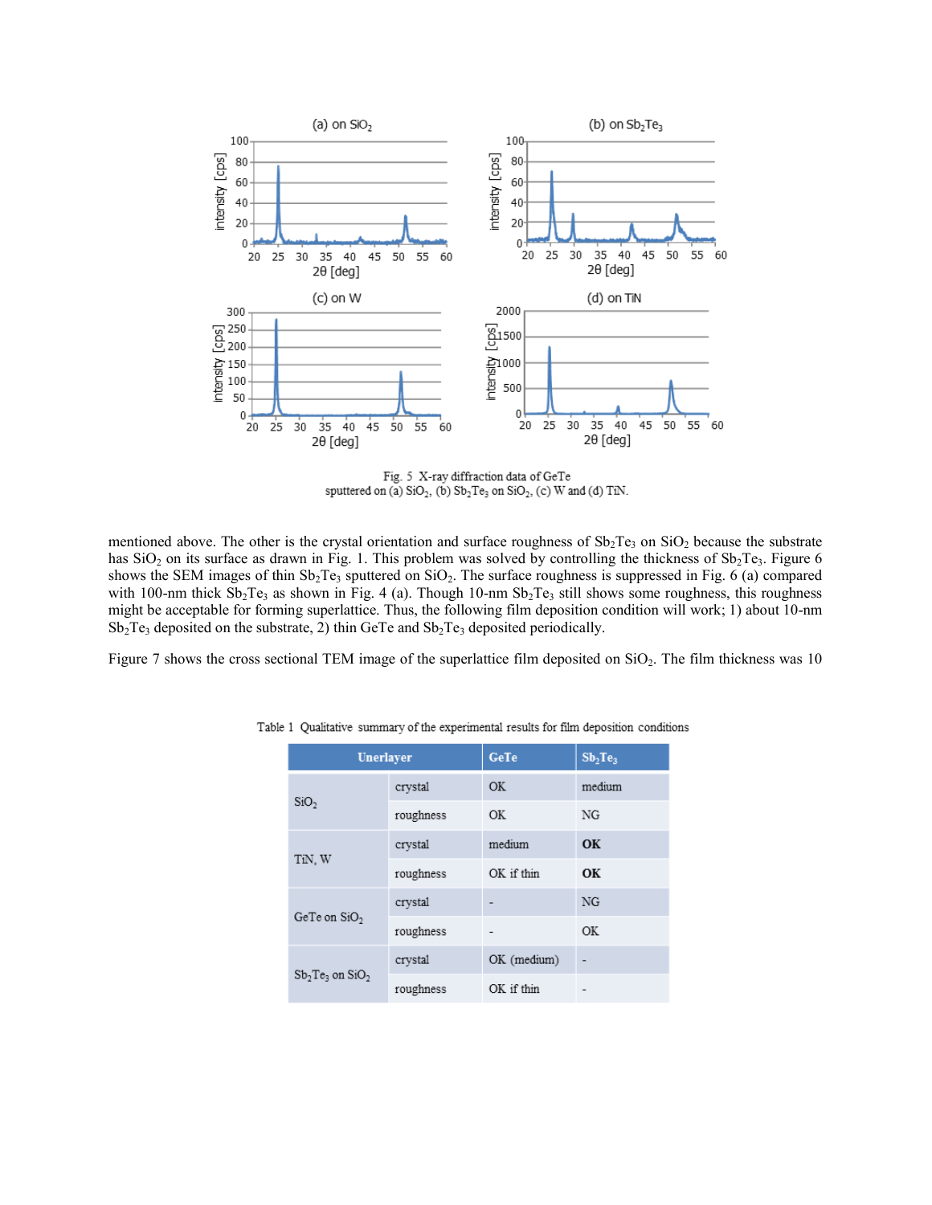Fig. 5 X-ray diffraction data of GeTe sputtered on (a) $SiO_2$, (b) $Sb_2Te_3$ on $SiO_2$, (c) W and (d) TiN.

mentioned above. The other is the crystal orientation and surface roughness of $Sb_2Te_3$ on $SiO_2$ because the substrate has $SiO_2$ on its surface as drawn in Fig. 1. This problem was solved by controlling the thickness of $Sb_2Te_3$. Figure 6 shows the SEM images of thin $Sb_2Te_3$ sputtered on $SiO_2$. The surface roughness is suppressed in Fig. 6 (a) compared with 100-nm thick $Sb_2Te_3$ as shown in Fig. 4 (a). Though 10-nm $Sb_2Te_3$ still shows some roughness, this roughness might be acceptable for forming superlattice. Thus, the following film deposition condition will work; 1) about 10-nm $Sb_2Te_3$ deposited on the substrate, 2) thin GeTe and $Sb_2Te_3$ deposited periodically.

Figure 7 shows the cross sectional TEM image of the superlattice film deposited on $SiO_2$. The film thickness was 10

Table 1 Qualitative summary of the experimental results for film deposition conditions

| Unerlayer | | GeTe | $Sb_2Te_3$ |
|---|---|---|---|
| $SiO_2$ | crystal | OK | medium |
| | roughness | OK | NG |
| TiN, W | crystal | medium | **OK** |
| | roughness | OK if thin | **OK** |
| GeTe on $SiO_2$ | crystal | - | NG |
| | roughness | - | OK |
| $Sb_2Te_3$ on $SiO_2$ | crystal | OK (medium) | - |
| | roughness | OK if thin | - |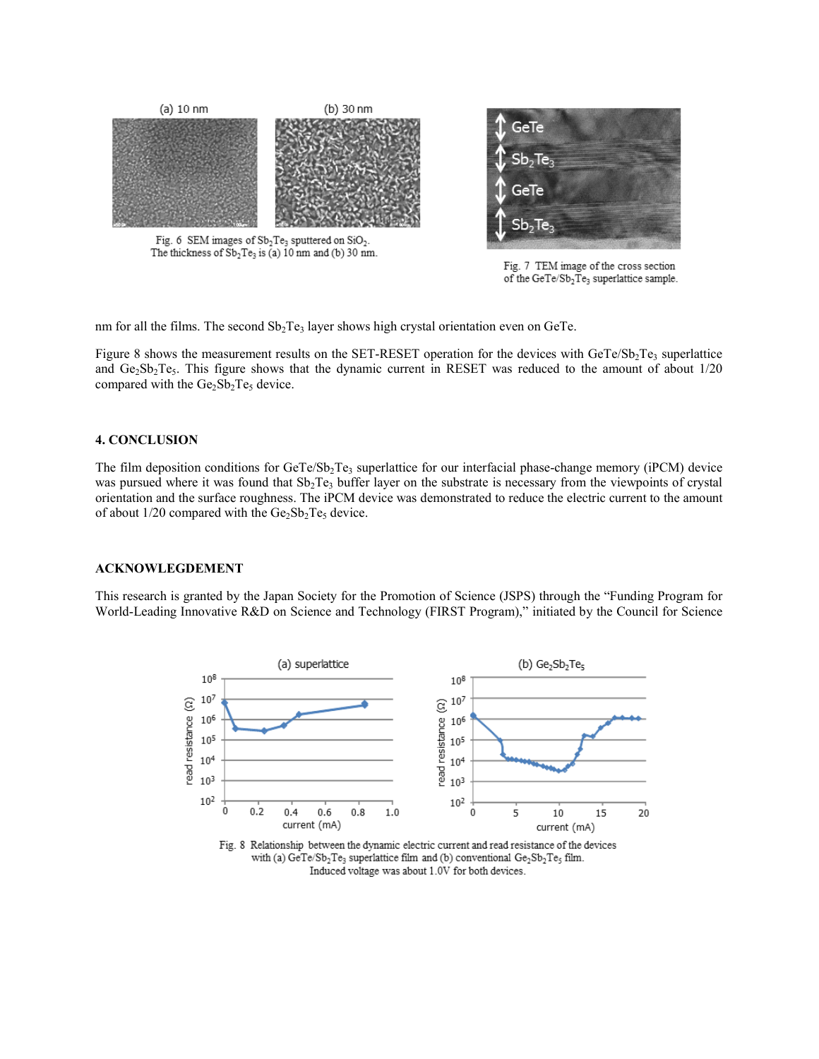Fig. 6 SEM images of $Sb_2Te_3$ sputtered on $SiO_2$. The thickness of $Sb_2Te_3$ is (a) 10 nm and (b) 30 nm.

Fig. 7 TEM image of the cross section of the $GeTe/Sb_2Te_3$ superlattice sample.

nm for all the films. The second $Sb_2Te_3$ layer shows high crystal orientation even on GeTe.

Figure 8 shows the measurement results on the SET-RESET operation for the devices with $GeTe/Sb_2Te_3$ superlattice and $Ge_2Sb_2Te_5$. This figure shows that the dynamic current in RESET was reduced to the amount of about 1/20 compared with the $Ge_2Sb_2Te_5$ device.

## 4. CONCLUSION

The film deposition conditions for $GeTe/Sb_2Te_3$ superlattice for our interfacial phase-change memory (iPCM) device was pursued where it was found that $Sb_2Te_3$ buffer layer on the substrate is necessary from the viewpoints of crystal orientation and the surface roughness. The iPCM device was demonstrated to reduce the electric current to the amount of about 1/20 compared with the $Ge_2Sb_2Te_5$ device.

## ACKNOWLEGDEMENT

This research is granted by the Japan Society for the Promotion of Science (JSPS) through the "Funding Program for World-Leading Innovative R&D on Science and Technology (FIRST Program)," initiated by the Council for Science

Fig. 8 Relationship between the dynamic electric current and read resistance of the devices with (a) $GeTe/Sb_2Te_3$ superlattice film and (b) conventional $Ge_2Sb_2Te_5$ film. Induced voltage was about 1.0V for both devices.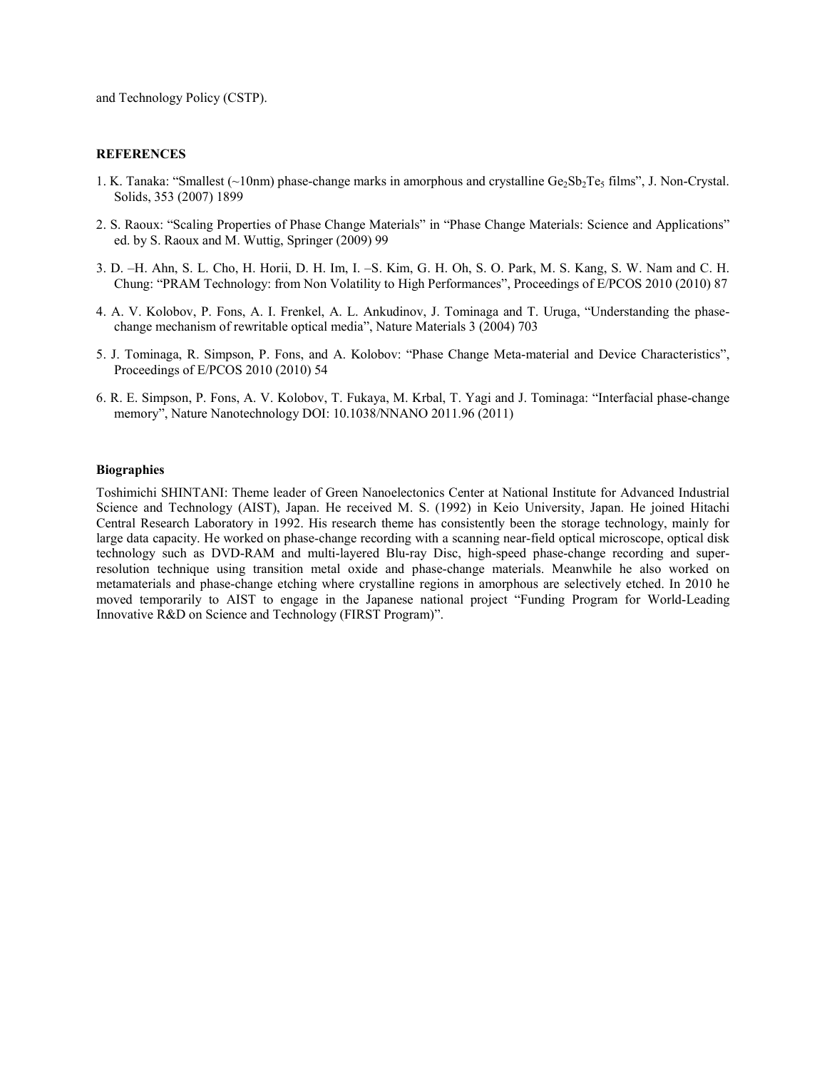and Technology Policy (CSTP).

## REFERENCES

1. K. Tanaka: "Smallest (~10nm) phase-change marks in amorphous and crystalline $Ge_2Sb_2Te_5$ films", J. Non-Crystal. Solids, 353 (2007) 1899

2. S. Raoux: "Scaling Properties of Phase Change Materials" in "Phase Change Materials: Science and Applications" ed. by S. Raoux and M. Wuttig, Springer (2009) 99

3. D. –H. Ahn, S. L. Cho, H. Horii, D. H. Im, I. –S. Kim, G. H. Oh, S. O. Park, M. S. Kang, S. W. Nam and C. H. Chung: "PRAM Technology: from Non Volatility to High Performances", Proceedings of E/PCOS 2010 (2010) 87

4. A. V. Kolobov, P. Fons, A. I. Frenkel, A. L. Ankudinov, J. Tominaga and T. Uruga, "Understanding the phase-change mechanism of rewritable optical media", Nature Materials 3 (2004) 703

5. J. Tominaga, R. Simpson, P. Fons, and A. Kolobov: "Phase Change Meta-material and Device Characteristics", Proceedings of E/PCOS 2010 (2010) 54

6. R. E. Simpson, P. Fons, A. V. Kolobov, T. Fukaya, M. Krbal, T. Yagi and J. Tominaga: "Interfacial phase-change memory", Nature Nanotechnology DOI: 10.1038/NNANO 2011.96 (2011)

### Biographies

Toshimichi SHINTANI: Theme leader of Green Nanoelectonics Center at National Institute for Advanced Industrial Science and Technology (AIST), Japan. He received M. S. (1992) in Keio University, Japan. He joined Hitachi Central Research Laboratory in 1992. His research theme has consistently been the storage technology, mainly for large data capacity. He worked on phase-change recording with a scanning near-field optical microscope, optical disk technology such as DVD-RAM and multi-layered Blu-ray Disc, high-speed phase-change recording and super-resolution technique using transition metal oxide and phase-change materials. Meanwhile he also worked on metamaterials and phase-change etching where crystalline regions in amorphous are selectively etched. In 2010 he moved temporarily to AIST to engage in the Japanese national project "Funding Program for World-Leading Innovative R&D on Science and Technology (FIRST Program)".